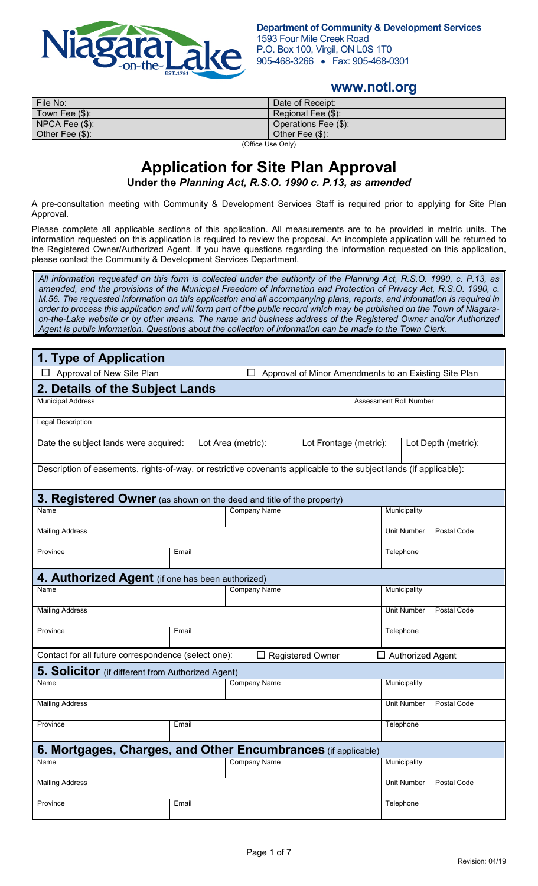**Department of Community & Development Services**
1593 Four Mile Creek Road
P.O. Box 100, Virgil, ON L0S 1T0
905-468-3266 • Fax: 905-468-0301

**www.notl.org**

| File No: | Date of Receipt: |
| --- | --- |
| Town Fee ($): | Regional Fee ($): |
| NPCA Fee ($): | Operations Fee ($): |
| Other Fee ($): | Other Fee ($): |

(Office Use Only)

# Application for Site Plan Approval

**Under the *Planning Act, R.S.O. 1990 c. P.13, as amended***

A pre-consultation meeting with Community & Development Services Staff is required prior to applying for Site Plan Approval.

Please complete all applicable sections of this application. All measurements are to be provided in metric units. The information requested on this application is required to review the proposal. An incomplete application will be returned to the Registered Owner/Authorized Agent. If you have questions regarding the information requested on this application, please contact the Community & Development Services Department.

*All information requested on this form is collected under the authority of the Planning Act, R.S.O. 1990, c. P.13, as amended, and the provisions of the Municipal Freedom of Information and Protection of Privacy Act, R.S.O. 1990, c. M.56. The requested information on this application and all accompanying plans, reports, and information is required in order to process this application and will form part of the public record which may be published on the Town of Niagara-on-the-Lake website or by other means. The name and business address of the Registered Owner and/or Authorized Agent is public information. Questions about the collection of information can be made to the Town Clerk.*

## 1. Type of Application

☐ Approval of New Site Plan ☐ Approval of Minor Amendments to an Existing Site Plan

## 2. Details of the Subject Lands

| Municipal Address | | | Assessment Roll Number |
| --- | --- | --- | --- |
| Legal Description | | | |
| Date the subject lands were acquired: | Lot Area (metric): | Lot Frontage (metric): | Lot Depth (metric): |

Description of easements, rights-of-way, or restrictive covenants applicable to the subject lands (if applicable):

## 3. Registered Owner (as shown on the deed and title of the property)

| Name | Company Name | Municipality | |
| --- | --- | --- | --- |
| Mailing Address | | Unit Number | Postal Code |
| Province | Email | Telephone | |

## 4. Authorized Agent (if one has been authorized)

| Name | Company Name | Municipality | |
| --- | --- | --- | --- |
| Mailing Address | | Unit Number | Postal Code |
| Province | Email | Telephone | |

Contact for all future correspondence (select one): ☐ Registered Owner ☐ Authorized Agent

## 5. Solicitor (if different from Authorized Agent)

| Name | Company Name | Municipality | |
| --- | --- | --- | --- |
| Mailing Address | | Unit Number | Postal Code |
| Province | Email | Telephone | |

## 6. Mortgages, Charges, and Other Encumbrances (if applicable)

| Name | Company Name | Municipality | |
| --- | --- | --- | --- |
| Mailing Address | | Unit Number | Postal Code |
| Province | Email | Telephone | |

Revision: 04/19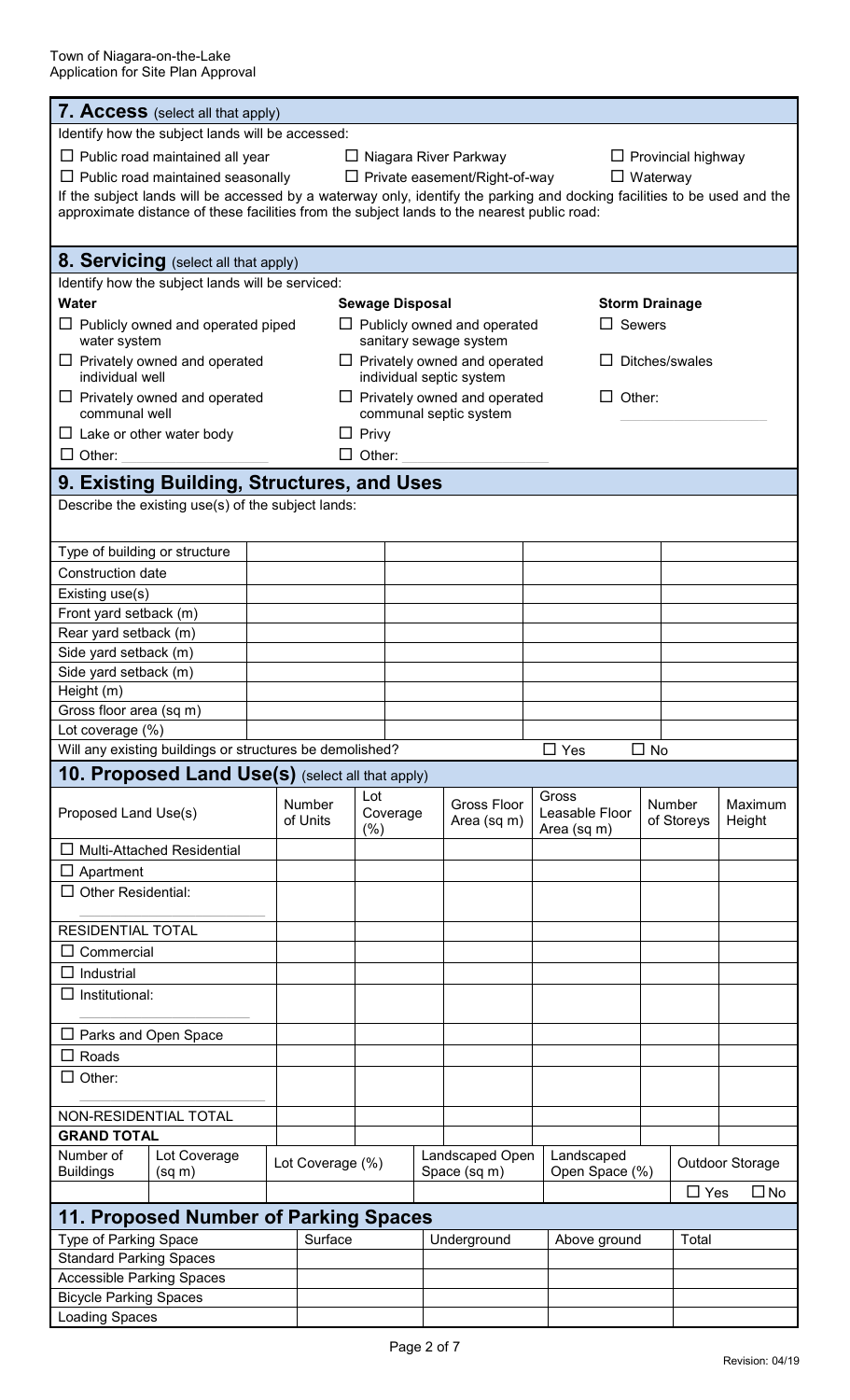## 7. Access (select all that apply)

Identify how the subject lands will be accessed:

- ☐ Public road maintained all year
- ☐ Niagara River Parkway
- ☐ Provincial highway
- ☐ Public road maintained seasonally
- ☐ Private easement/Right-of-way
- ☐ Waterway

If the subject lands will be accessed by a waterway only, identify the parking and docking facilities to be used and the approximate distance of these facilities from the subject lands to the nearest public road:

## 8. Servicing (select all that apply)

Identify how the subject lands will be serviced:

| Water | Sewage Disposal | Storm Drainage |
|---|---|---|
| ☐ Publicly owned and operated piped water system | ☐ Publicly owned and operated sanitary sewage system | ☐ Sewers |
| ☐ Privately owned and operated individual well | ☐ Privately owned and operated individual septic system | ☐ Ditches/swales |
| ☐ Privately owned and operated communal well | ☐ Privately owned and operated communal septic system | ☐ Other: |
| ☐ Lake or other water body | ☐ Privy | |
| ☐ Other: | ☐ Other: | |

## 9. Existing Building, Structures, and Uses

Describe the existing use(s) of the subject lands:

| Type of building or structure | | | | |
|---|---|---|---|---|
| Construction date | | | | |
| Existing use(s) | | | | |
| Front yard setback (m) | | | | |
| Rear yard setback (m) | | | | |
| Side yard setback (m) | | | | |
| Side yard setback (m) | | | | |
| Height (m) | | | | |
| Gross floor area (sq m) | | | | |
| Lot coverage (%) | | | | |

Will any existing buildings or structures be demolished? ☐ Yes ☐ No

## 10. Proposed Land Use(s) (select all that apply)

| Proposed Land Use(s) | Number of Units | Lot Coverage (%) | Gross Floor Area (sq m) | Gross Leasable Floor Area (sq m) | Number of Storeys | Maximum Height |
|---|---|---|---|---|---|---|
| ☐ Multi-Attached Residential | | | | | | |
| ☐ Apartment | | | | | | |
| ☐ Other Residential: | | | | | | |
| RESIDENTIAL TOTAL | | | | | | |
| ☐ Commercial | | | | | | |
| ☐ Industrial | | | | | | |
| ☐ Institutional: | | | | | | |
| ☐ Parks and Open Space | | | | | | |
| ☐ Roads | | | | | | |
| ☐ Other: | | | | | | |
| NON-RESIDENTIAL TOTAL | | | | | | |
| **GRAND TOTAL** | | | | | | |

| Number of Buildings | Lot Coverage (sq m) | Lot Coverage (%) | Landscaped Open Space (sq m) | Landscaped Open Space (%) | Outdoor Storage |
|---|---|---|---|---|---|
| | | | | | ☐ Yes ☐ No |

## 11. Proposed Number of Parking Spaces

| Type of Parking Space | Surface | Underground | Above ground | Total |
|---|---|---|---|---|
| Standard Parking Spaces | | | | |
| Accessible Parking Spaces | | | | |
| Bicycle Parking Spaces | | | | |
| Loading Spaces | | | | |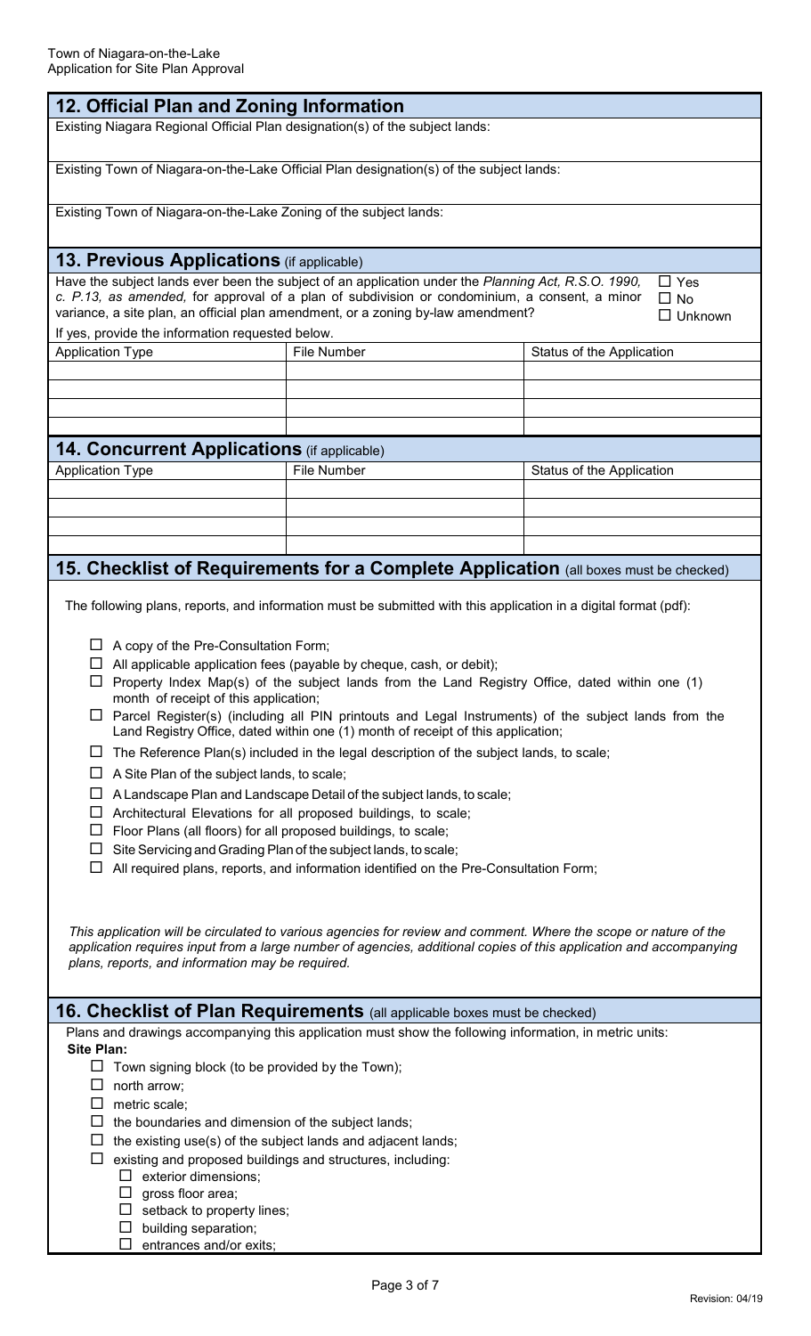## 12. Official Plan and Zoning Information

Existing Niagara Regional Official Plan designation(s) of the subject lands:

Existing Town of Niagara-on-the-Lake Official Plan designation(s) of the subject lands:

Existing Town of Niagara-on-the-Lake Zoning of the subject lands:

## 13. Previous Applications (if applicable)

Have the subject lands ever been the subject of an application under the *Planning Act, R.S.O. 1990, c. P.13, as amended,* for approval of a plan of subdivision or condominium, a consent, a minor variance, a site plan, an official plan amendment, or a zoning by-law amendment?

☐ Yes
☐ No
☐ Unknown

If yes, provide the information requested below.

| Application Type | File Number | Status of the Application |
|---|---|---|
| | | |
| | | |
| | | |
| | | |

## 14. Concurrent Applications (if applicable)

| Application Type | File Number | Status of the Application |
|---|---|---|
| | | |
| | | |
| | | |
| | | |

## 15. Checklist of Requirements for a Complete Application (all boxes must be checked)

The following plans, reports, and information must be submitted with this application in a digital format (pdf):

- ☐ A copy of the Pre-Consultation Form;
- ☐ All applicable application fees (payable by cheque, cash, or debit);
- ☐ Property Index Map(s) of the subject lands from the Land Registry Office, dated within one (1) month of receipt of this application;
- ☐ Parcel Register(s) (including all PIN printouts and Legal Instruments) of the subject lands from the Land Registry Office, dated within one (1) month of receipt of this application;
- ☐ The Reference Plan(s) included in the legal description of the subject lands, to scale;
- ☐ A Site Plan of the subject lands, to scale;
- ☐ A Landscape Plan and Landscape Detail of the subject lands, to scale;
- ☐ Architectural Elevations for all proposed buildings, to scale;
- ☐ Floor Plans (all floors) for all proposed buildings, to scale;
- ☐ Site Servicing and Grading Plan of the subject lands, to scale;
- ☐ All required plans, reports, and information identified on the Pre-Consultation Form;

*This application will be circulated to various agencies for review and comment. Where the scope or nature of the application requires input from a large number of agencies, additional copies of this application and accompanying plans, reports, and information may be required.*

## 16. Checklist of Plan Requirements (all applicable boxes must be checked)

Plans and drawings accompanying this application must show the following information, in metric units:

**Site Plan:**

- ☐ Town signing block (to be provided by the Town);
- ☐ north arrow;
- ☐ metric scale;
- ☐ the boundaries and dimension of the subject lands;
- ☐ the existing use(s) of the subject lands and adjacent lands;
- ☐ existing and proposed buildings and structures, including:
  - ☐ exterior dimensions;
  - ☐ gross floor area;
  - ☐ setback to property lines;
  - ☐ building separation;
  - ☐ entrances and/or exits;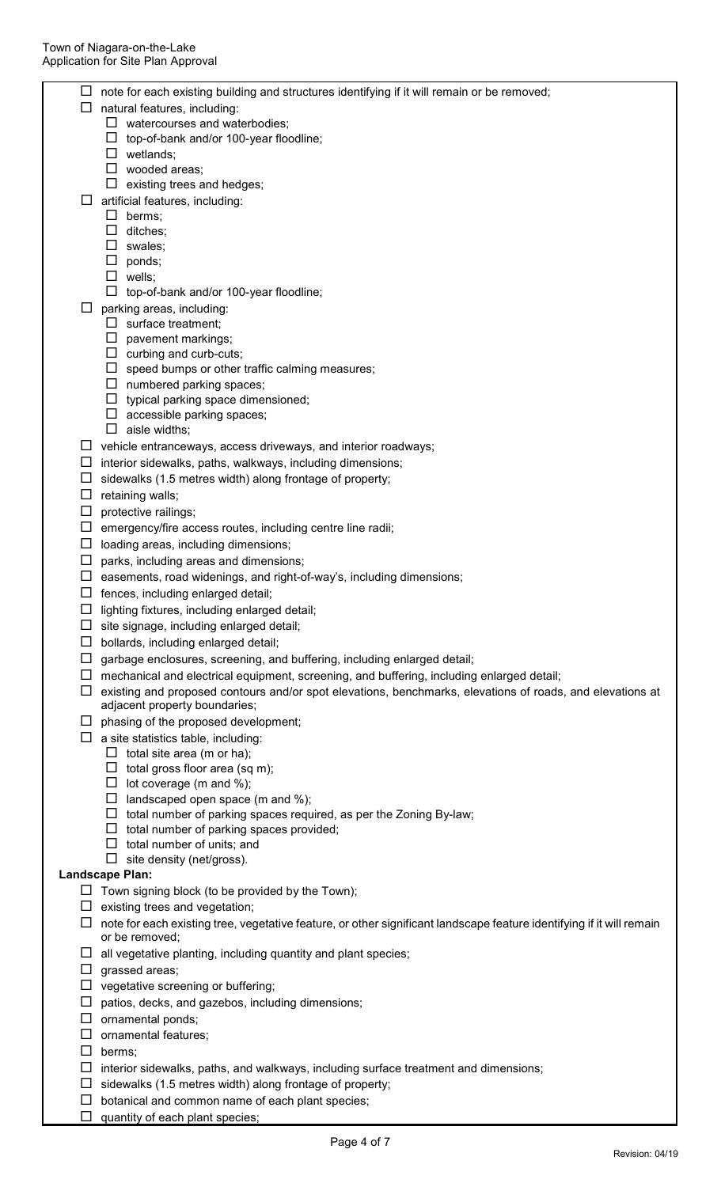- ☐ note for each existing building and structures identifying if it will remain or be removed;
- ☐ natural features, including:
  - ☐ watercourses and waterbodies;
  - ☐ top-of-bank and/or 100-year floodline;
  - ☐ wetlands;
  - ☐ wooded areas;
  - ☐ existing trees and hedges;
- ☐ artificial features, including:
  - ☐ berms;
  - ☐ ditches;
  - ☐ swales;
  - ☐ ponds;
  - ☐ wells;
  - ☐ top-of-bank and/or 100-year floodline;
- ☐ parking areas, including:
  - ☐ surface treatment;
  - ☐ pavement markings;
  - ☐ curbing and curb-cuts;
  - ☐ speed bumps or other traffic calming measures;
  - ☐ numbered parking spaces;
  - ☐ typical parking space dimensioned;
  - ☐ accessible parking spaces;
  - ☐ aisle widths;
- ☐ vehicle entranceways, access driveways, and interior roadways;
- ☐ interior sidewalks, paths, walkways, including dimensions;
- ☐ sidewalks (1.5 metres width) along frontage of property;
- ☐ retaining walls;
- ☐ protective railings;
- ☐ emergency/fire access routes, including centre line radii;
- ☐ loading areas, including dimensions;
- ☐ parks, including areas and dimensions;
- ☐ easements, road widenings, and right-of-way's, including dimensions;
- ☐ fences, including enlarged detail;
- ☐ lighting fixtures, including enlarged detail;
- ☐ site signage, including enlarged detail;
- ☐ bollards, including enlarged detail;
- ☐ garbage enclosures, screening, and buffering, including enlarged detail;
- ☐ mechanical and electrical equipment, screening, and buffering, including enlarged detail;
- ☐ existing and proposed contours and/or spot elevations, benchmarks, elevations of roads, and elevations at adjacent property boundaries;
- ☐ phasing of the proposed development;
- ☐ a site statistics table, including:
  - ☐ total site area (m or ha);
  - ☐ total gross floor area (sq m);
  - ☐ lot coverage (m and %);
  - ☐ landscaped open space (m and %);
  - ☐ total number of parking spaces required, as per the Zoning By-law;
  - ☐ total number of parking spaces provided;
  - ☐ total number of units; and
  - ☐ site density (net/gross).

**Landscape Plan:**

- ☐ Town signing block (to be provided by the Town);
- ☐ existing trees and vegetation;
- ☐ note for each existing tree, vegetative feature, or other significant landscape feature identifying if it will remain or be removed;
- ☐ all vegetative planting, including quantity and plant species;
- ☐ grassed areas;
- ☐ vegetative screening or buffering;
- ☐ patios, decks, and gazebos, including dimensions;
- ☐ ornamental ponds;
- ☐ ornamental features;
- ☐ berms;
- ☐ interior sidewalks, paths, and walkways, including surface treatment and dimensions;
- ☐ sidewalks (1.5 metres width) along frontage of property;
- ☐ botanical and common name of each plant species;
- ☐ quantity of each plant species;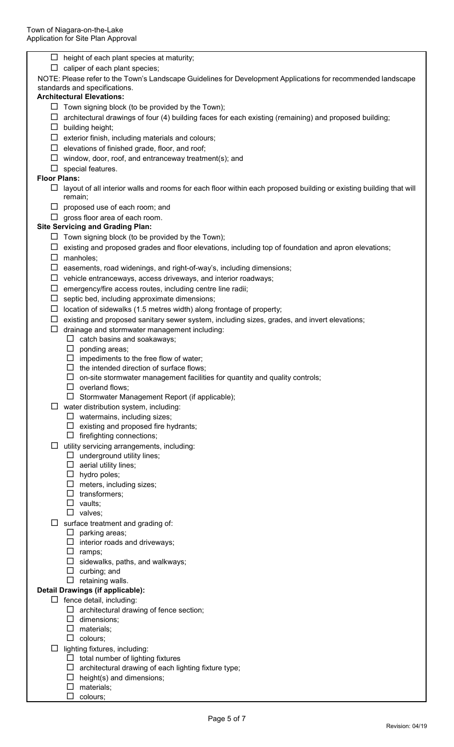- ☐ height of each plant species at maturity;
- ☐ caliper of each plant species;

NOTE: Please refer to the Town's Landscape Guidelines for Development Applications for recommended landscape standards and specifications.

**Architectural Elevations:**

- ☐ Town signing block (to be provided by the Town);
- ☐ architectural drawings of four (4) building faces for each existing (remaining) and proposed building;
- ☐ building height;
- ☐ exterior finish, including materials and colours;
- ☐ elevations of finished grade, floor, and roof;
- ☐ window, door, roof, and entranceway treatment(s); and
- ☐ special features.

**Floor Plans:**

- ☐ layout of all interior walls and rooms for each floor within each proposed building or existing building that will remain;
- ☐ proposed use of each room; and
- ☐ gross floor area of each room.

**Site Servicing and Grading Plan:**

- ☐ Town signing block (to be provided by the Town);
- ☐ existing and proposed grades and floor elevations, including top of foundation and apron elevations;
- ☐ manholes;
- ☐ easements, road widenings, and right-of-way's, including dimensions;
- ☐ vehicle entranceways, access driveways, and interior roadways;
- ☐ emergency/fire access routes, including centre line radii;
- ☐ septic bed, including approximate dimensions;
- ☐ location of sidewalks (1.5 metres width) along frontage of property;
- ☐ existing and proposed sanitary sewer system, including sizes, grades, and invert elevations;
- ☐ drainage and stormwater management including:
  - ☐ catch basins and soakaways;
  - ☐ ponding areas;
  - ☐ impediments to the free flow of water;
  - ☐ the intended direction of surface flows;
  - ☐ on-site stormwater management facilities for quantity and quality controls;
  - ☐ overland flows;
  - ☐ Stormwater Management Report (if applicable);
- ☐ water distribution system, including:
  - ☐ watermains, including sizes;
  - ☐ existing and proposed fire hydrants;
  - ☐ firefighting connections;
- ☐ utility servicing arrangements, including:
  - ☐ underground utility lines;
  - ☐ aerial utility lines;
  - ☐ hydro poles;
  - ☐ meters, including sizes;
  - ☐ transformers;
  - ☐ vaults;
  - ☐ valves;
- ☐ surface treatment and grading of:
  - ☐ parking areas;
  - ☐ interior roads and driveways;
  - ☐ ramps;
  - ☐ sidewalks, paths, and walkways;
  - ☐ curbing; and
  - ☐ retaining walls.

**Detail Drawings (if applicable):**

- ☐ fence detail, including:
  - ☐ architectural drawing of fence section;
  - ☐ dimensions;
  - ☐ materials;
  - ☐ colours;
- ☐ lighting fixtures, including:
  - ☐ total number of lighting fixtures
  - ☐ architectural drawing of each lighting fixture type;
  - ☐ height(s) and dimensions;
  - ☐ materials;
  - ☐ colours;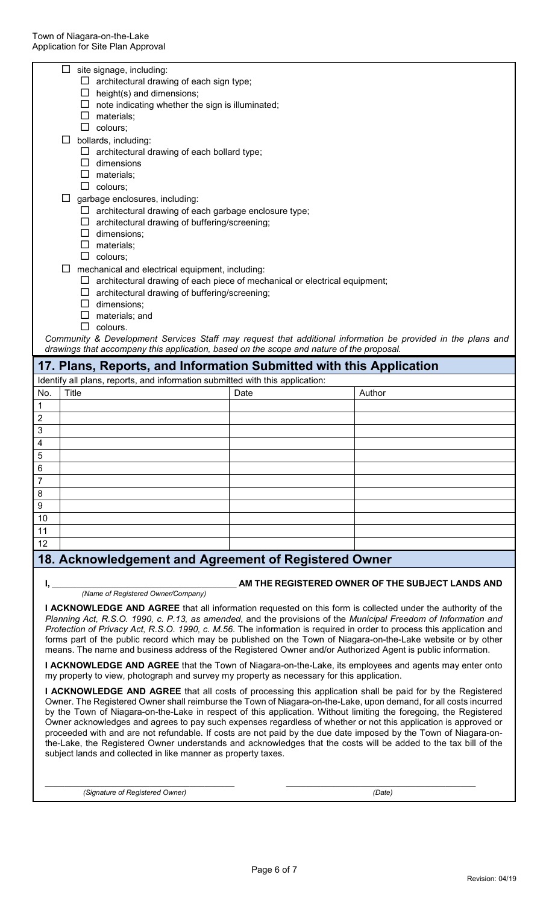- ☐ site signage, including:
  - ☐ architectural drawing of each sign type;
  - ☐ height(s) and dimensions;
  - ☐ note indicating whether the sign is illuminated;
  - ☐ materials;
  - ☐ colours;
- ☐ bollards, including:
  - ☐ architectural drawing of each bollard type;
  - ☐ dimensions
  - ☐ materials;
  - ☐ colours;
- ☐ garbage enclosures, including:
  - ☐ architectural drawing of each garbage enclosure type;
  - ☐ architectural drawing of buffering/screening;
  - ☐ dimensions;
  - ☐ materials;
  - ☐ colours;
- ☐ mechanical and electrical equipment, including:
  - ☐ architectural drawing of each piece of mechanical or electrical equipment;
  - ☐ architectural drawing of buffering/screening;
  - ☐ dimensions;
  - ☐ materials; and
  - ☐ colours.

*Community & Development Services Staff may request that additional information be provided in the plans and drawings that accompany this application, based on the scope and nature of the proposal.*

## 17. Plans, Reports, and Information Submitted with this Application

Identify all plans, reports, and information submitted with this application:

| No. | Title | Date | Author |
|---|---|---|---|
| 1 | | | |
| 2 | | | |
| 3 | | | |
| 4 | | | |
| 5 | | | |
| 6 | | | |
| 7 | | | |
| 8 | | | |
| 9 | | | |
| 10 | | | |
| 11 | | | |
| 12 | | | |

## 18. Acknowledgement and Agreement of Registered Owner

**I, \_\_\_\_\_\_\_\_\_\_\_\_\_\_\_\_\_\_\_\_\_\_\_\_\_\_\_\_\_\_ AM THE REGISTERED OWNER OF THE SUBJECT LANDS AND**

*(Name of Registered Owner/Company)*

**I ACKNOWLEDGE AND AGREE** that all information requested on this form is collected under the authority of the *Planning Act, R.S.O. 1990, c. P.13, as amended*, and the provisions of the *Municipal Freedom of Information and Protection of Privacy Act, R.S.O. 1990, c. M.56*. The information is required in order to process this application and forms part of the public record which may be published on the Town of Niagara-on-the-Lake website or by other means. The name and business address of the Registered Owner and/or Authorized Agent is public information.

**I ACKNOWLEDGE AND AGREE** that the Town of Niagara-on-the-Lake, its employees and agents may enter onto my property to view, photograph and survey my property as necessary for this application.

**I ACKNOWLEDGE AND AGREE** that all costs of processing this application shall be paid for by the Registered Owner. The Registered Owner shall reimburse the Town of Niagara-on-the-Lake, upon demand, for all costs incurred by the Town of Niagara-on-the-Lake in respect of this application. Without limiting the foregoing, the Registered Owner acknowledges and agrees to pay such expenses regardless of whether or not this application is approved or proceeded with and are not refundable. If costs are not paid by the due date imposed by the Town of Niagara-on-the-Lake, the Registered Owner understands and acknowledges that the costs will be added to the tax bill of the subject lands and collected in like manner as property taxes.

\_\_\_\_\_\_\_\_\_\_\_\_\_\_\_\_\_\_\_\_\_\_\_\_\_\_\_\_\_\_ \_\_\_\_\_\_\_\_\_\_\_\_\_\_\_\_\_\_\_\_\_\_\_\_\_\_\_\_\_\_

*(Signature of Registered Owner)* *(Date)*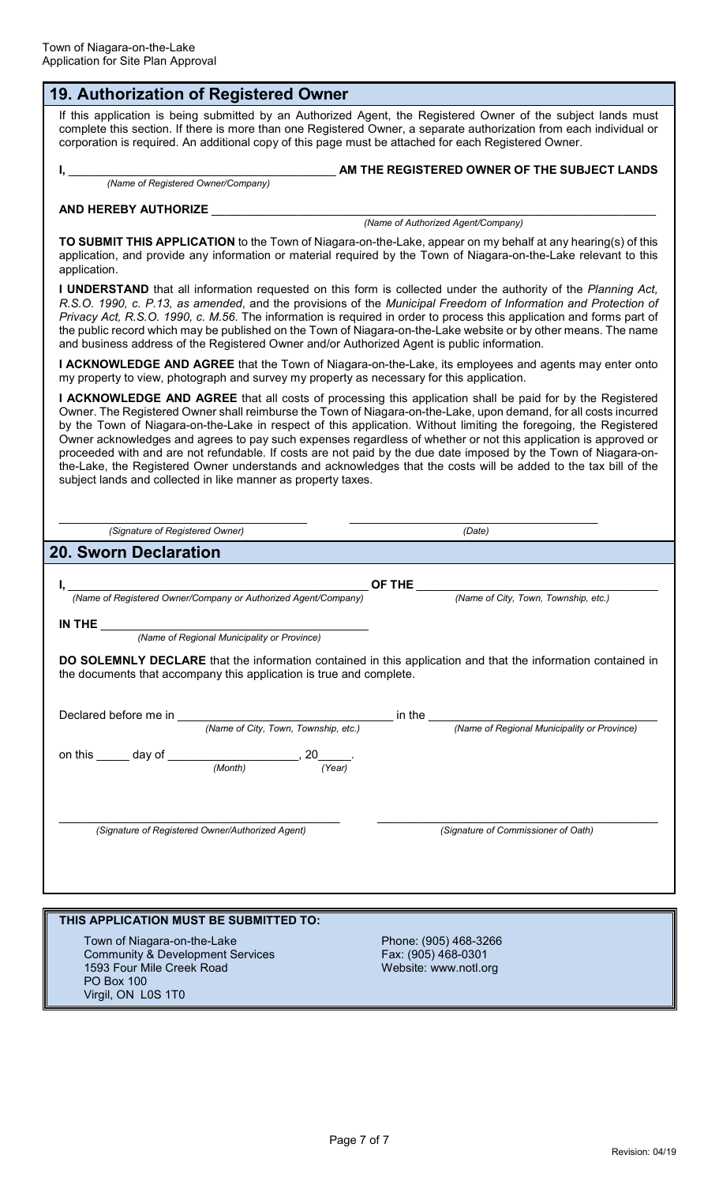## 19. Authorization of Registered Owner

If this application is being submitted by an Authorized Agent, the Registered Owner of the subject lands must complete this section. If there is more than one Registered Owner, a separate authorization from each individual or corporation is required. An additional copy of this page must be attached for each Registered Owner.

**I,** ________________________________________ **AM THE REGISTERED OWNER OF THE SUBJECT LANDS**
*(Name of Registered Owner/Company)*

**AND HEREBY AUTHORIZE** ________________________________________
*(Name of Authorized Agent/Company)*

**TO SUBMIT THIS APPLICATION** to the Town of Niagara-on-the-Lake, appear on my behalf at any hearing(s) of this application, and provide any information or material required by the Town of Niagara-on-the-Lake relevant to this application.

**I UNDERSTAND** that all information requested on this form is collected under the authority of the *Planning Act, R.S.O. 1990, c. P.13, as amended*, and the provisions of the *Municipal Freedom of Information and Protection of Privacy Act, R.S.O. 1990, c. M.56*. The information is required in order to process this application and forms part of the public record which may be published on the Town of Niagara-on-the-Lake website or by other means. The name and business address of the Registered Owner and/or Authorized Agent is public information.

**I ACKNOWLEDGE AND AGREE** that the Town of Niagara-on-the-Lake, its employees and agents may enter onto my property to view, photograph and survey my property as necessary for this application.

**I ACKNOWLEDGE AND AGREE** that all costs of processing this application shall be paid for by the Registered Owner. The Registered Owner shall reimburse the Town of Niagara-on-the-Lake, upon demand, for all costs incurred by the Town of Niagara-on-the-Lake in respect of this application. Without limiting the foregoing, the Registered Owner acknowledges and agrees to pay such expenses regardless of whether or not this application is approved or proceeded with and are not refundable. If costs are not paid by the due date imposed by the Town of Niagara-on-the-Lake, the Registered Owner understands and acknowledges that the costs will be added to the tax bill of the subject lands and collected in like manner as property taxes.

________________________________________ ________________________________________
*(Signature of Registered Owner)* *(Date)*

## 20. Sworn Declaration

**I,** ________________________________________ **OF THE** ________________________________________
*(Name of Registered Owner/Company or Authorized Agent/Company)* *(Name of City, Town, Township, etc.)*

**IN THE** ________________________________________
*(Name of Regional Municipality or Province)*

**DO SOLEMNLY DECLARE** that the information contained in this application and that the information contained in the documents that accompany this application is true and complete.

Declared before me in ________________________________ in the ________________________________
*(Name of City, Town, Township, etc.)* *(Name of Regional Municipality or Province)*

on this _____ day of ____________________, 20_____.
*(Month)* *(Year)*

________________________________________ ________________________________________
*(Signature of Registered Owner/Authorized Agent)* *(Signature of Commissioner of Oath)*

**THIS APPLICATION MUST BE SUBMITTED TO:**

Town of Niagara-on-the-Lake
Community & Development Services
1593 Four Mile Creek Road
PO Box 100
Virgil, ON L0S 1T0

Phone: (905) 468-3266
Fax: (905) 468-0301
Website: www.notl.org